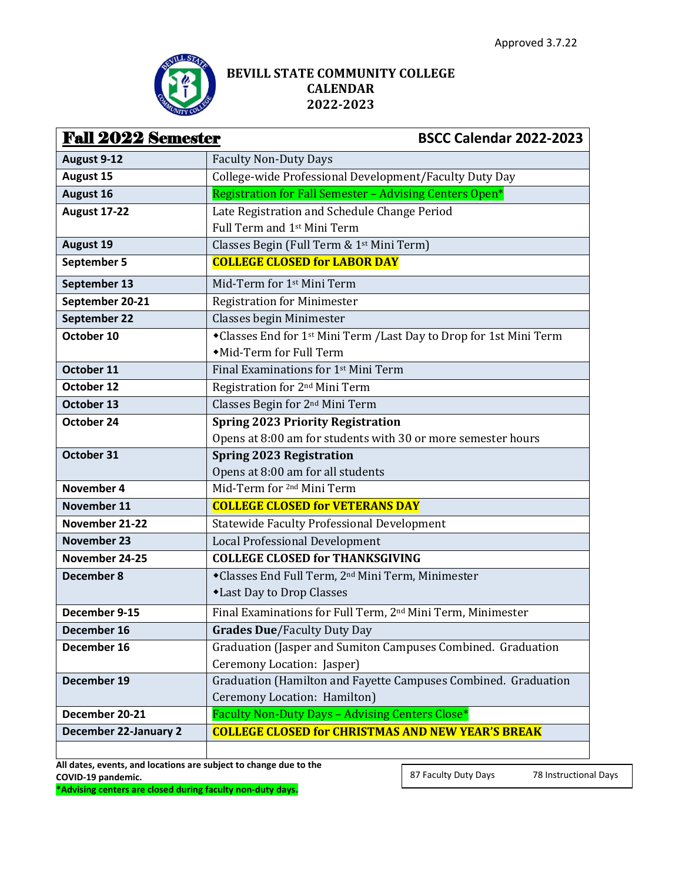Approved 3.7.22

# BEVILL STATE COMMUNITY COLLEGE CALENDAR 2022-2023

| **Fall 2022 Semester** | **BSCC Calendar 2022-2023** |
|---|---|
| **August 9-12** | Faculty Non-Duty Days |
| **August 15** | College-wide Professional Development/Faculty Duty Day |
| **August 16** | Registration for Fall Semester – Advising Centers Open* |
| **August 17-22** | Late Registration and Schedule Change Period<br>Full Term and 1st Mini Term |
| **August 19** | Classes Begin (Full Term & 1st Mini Term) |
| **September 5** | **COLLEGE CLOSED for LABOR DAY** |
| **September 13** | Mid-Term for 1st Mini Term |
| **September 20-21** | Registration for Minimester |
| **September 22** | Classes begin Minimester |
| **October 10** | ◆Classes End for 1st Mini Term /Last Day to Drop for 1st Mini Term<br>◆Mid-Term for Full Term |
| **October 11** | Final Examinations for 1st Mini Term |
| **October 12** | Registration for 2nd Mini Term |
| **October 13** | Classes Begin for 2nd Mini Term |
| **October 24** | **Spring 2023 Priority Registration**<br>Opens at 8:00 am for students with 30 or more semester hours |
| **October 31** | **Spring 2023 Registration**<br>Opens at 8:00 am for all students |
| **November 4** | Mid-Term for 2nd Mini Term |
| **November 11** | **COLLEGE CLOSED for VETERANS DAY** |
| **November 21-22** | Statewide Faculty Professional Development |
| **November 23** | Local Professional Development |
| **November 24-25** | **COLLEGE CLOSED for THANKSGIVING** |
| **December 8** | ◆Classes End Full Term, 2nd Mini Term, Minimester<br>◆Last Day to Drop Classes |
| **December 9-15** | Final Examinations for Full Term, 2nd Mini Term, Minimester |
| **December 16** | **Grades Due**/Faculty Duty Day |
| **December 16** | Graduation (Jasper and Sumiton Campuses Combined. Graduation Ceremony Location: Jasper) |
| **December 19** | Graduation (Hamilton and Fayette Campuses Combined. Graduation Ceremony Location: Hamilton) |
| **December 20-21** | Faculty Non-Duty Days – Advising Centers Close* |
| **December 22-January 2** | **COLLEGE CLOSED for CHRISTMAS AND NEW YEAR'S BREAK** |
| | |

**All dates, events, and locations are subject to change due to the COVID-19 pandemic.**

***Advising centers are closed during faculty non-duty days.**

| 87 Faculty Duty Days | 78 Instructional Days |
|---|---|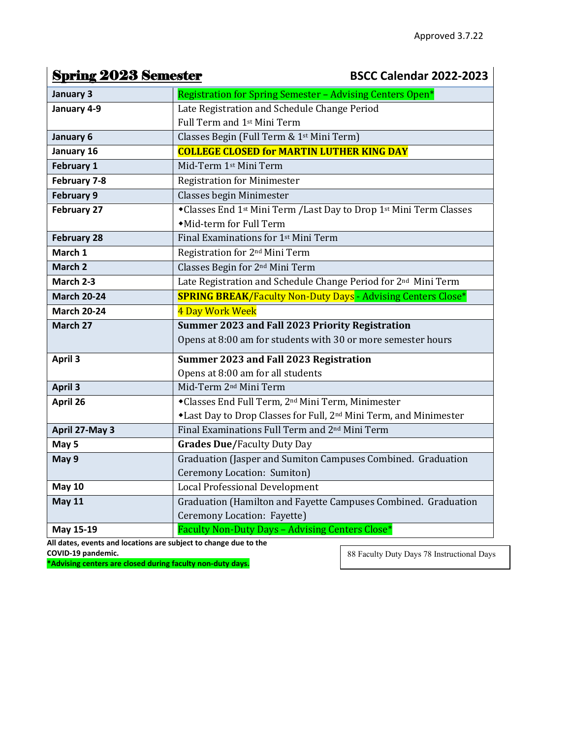Approved 3.7.22

## Spring 2023 Semester

**BSCC Calendar 2022-2023**

| Date | Event |
|---|---|
| **January 3** | Registration for Spring Semester – Advising Centers Open* |
| **January 4-9** | Late Registration and Schedule Change Period Full Term and 1st Mini Term |
| **January 6** | Classes Begin (Full Term & 1st Mini Term) |
| **January 16** | **COLLEGE CLOSED for MARTIN LUTHER KING DAY** |
| **February 1** | Mid-Term 1st Mini Term |
| **February 7-8** | Registration for Minimester |
| **February 9** | Classes begin Minimester |
| **February 27** | ◆Classes End 1st Mini Term /Last Day to Drop 1st Mini Term Classes<br>◆Mid-term for Full Term |
| **February 28** | Final Examinations for 1st Mini Term |
| **March 1** | Registration for 2nd Mini Term |
| **March 2** | Classes Begin for 2nd Mini Term |
| **March 2-3** | Late Registration and Schedule Change Period for 2nd Mini Term |
| **March 20-24** | **SPRING BREAK**/Faculty Non-Duty Days - Advising Centers Close* |
| **March 20-24** | 4 Day Work Week |
| **March 27** | **Summer 2023 and Fall 2023 Priority Registration**<br>Opens at 8:00 am for students with 30 or more semester hours |
| **April 3** | **Summer 2023 and Fall 2023 Registration**<br>Opens at 8:00 am for all students |
| **April 3** | Mid-Term 2nd Mini Term |
| **April 26** | ◆Classes End Full Term, 2nd Mini Term, Minimester<br>◆Last Day to Drop Classes for Full, 2nd Mini Term, and Minimester |
| **April 27-May 3** | Final Examinations Full Term and 2nd Mini Term |
| **May 5** | **Grades Due**/Faculty Duty Day |
| **May 9** | Graduation (Jasper and Sumiton Campuses Combined. Graduation Ceremony Location: Sumiton) |
| **May 10** | Local Professional Development |
| **May 11** | Graduation (Hamilton and Fayette Campuses Combined. Graduation Ceremony Location: Fayette) |
| **May 15-19** | Faculty Non-Duty Days – Advising Centers Close* |

**All dates, events and locations are subject to change due to the COVID-19 pandemic.**

***Advising centers are closed during faculty non-duty days.**

88 Faculty Duty Days 78 Instructional Days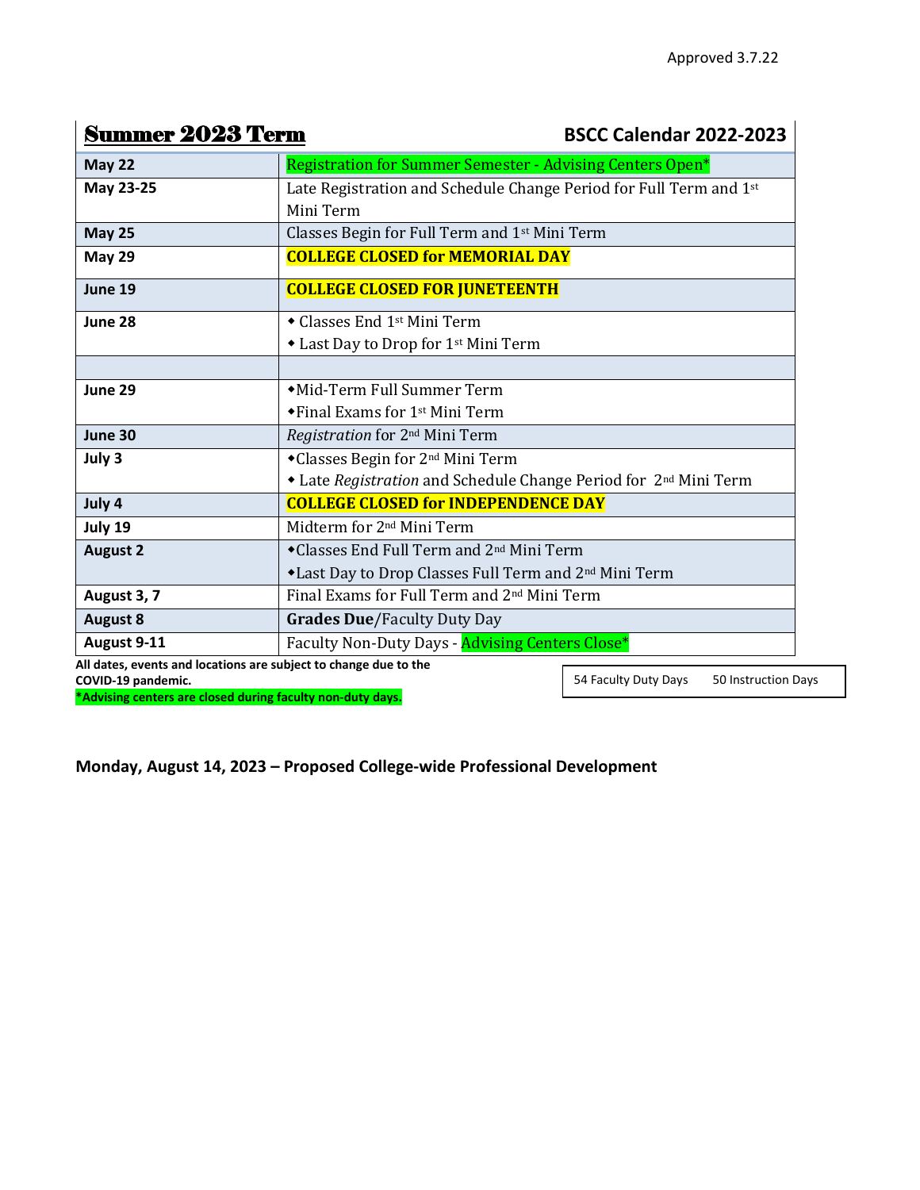Approved 3.7.22

| Summer 2023 Term | BSCC Calendar 2022-2023 |
|---|---|
| **May 22** | Registration for Summer Semester - Advising Centers Open* |
| **May 23-25** | Late Registration and Schedule Change Period for Full Term and 1st Mini Term |
| **May 25** | Classes Begin for Full Term and 1st Mini Term |
| **May 29** | **COLLEGE CLOSED for MEMORIAL DAY** |
| **June 19** | **COLLEGE CLOSED FOR JUNETEENTH** |
| **June 28** | ◆ Classes End 1st Mini Term<br>◆ Last Day to Drop for 1st Mini Term |
| | |
| **June 29** | ◆Mid-Term Full Summer Term<br>◆Final Exams for 1st Mini Term |
| **June 30** | *Registration* for 2nd Mini Term |
| **July 3** | ◆Classes Begin for 2nd Mini Term<br>◆ Late *Registration* and Schedule Change Period for 2nd Mini Term |
| **July 4** | **COLLEGE CLOSED for INDEPENDENCE DAY** |
| **July 19** | Midterm for 2nd Mini Term |
| **August 2** | ◆Classes End Full Term and 2nd Mini Term<br>◆Last Day to Drop Classes Full Term and 2nd Mini Term |
| **August 3, 7** | Final Exams for Full Term and 2nd Mini Term |
| **August 8** | **Grades Due**/Faculty Duty Day |
| **August 9-11** | Faculty Non-Duty Days - Advising Centers Close* |

**All dates, events and locations are subject to change due to the COVID-19 pandemic.**

***Advising centers are closed during faculty non-duty days.**

54 Faculty Duty Days    50 Instruction Days

**Monday, August 14, 2023 – Proposed College-wide Professional Development**